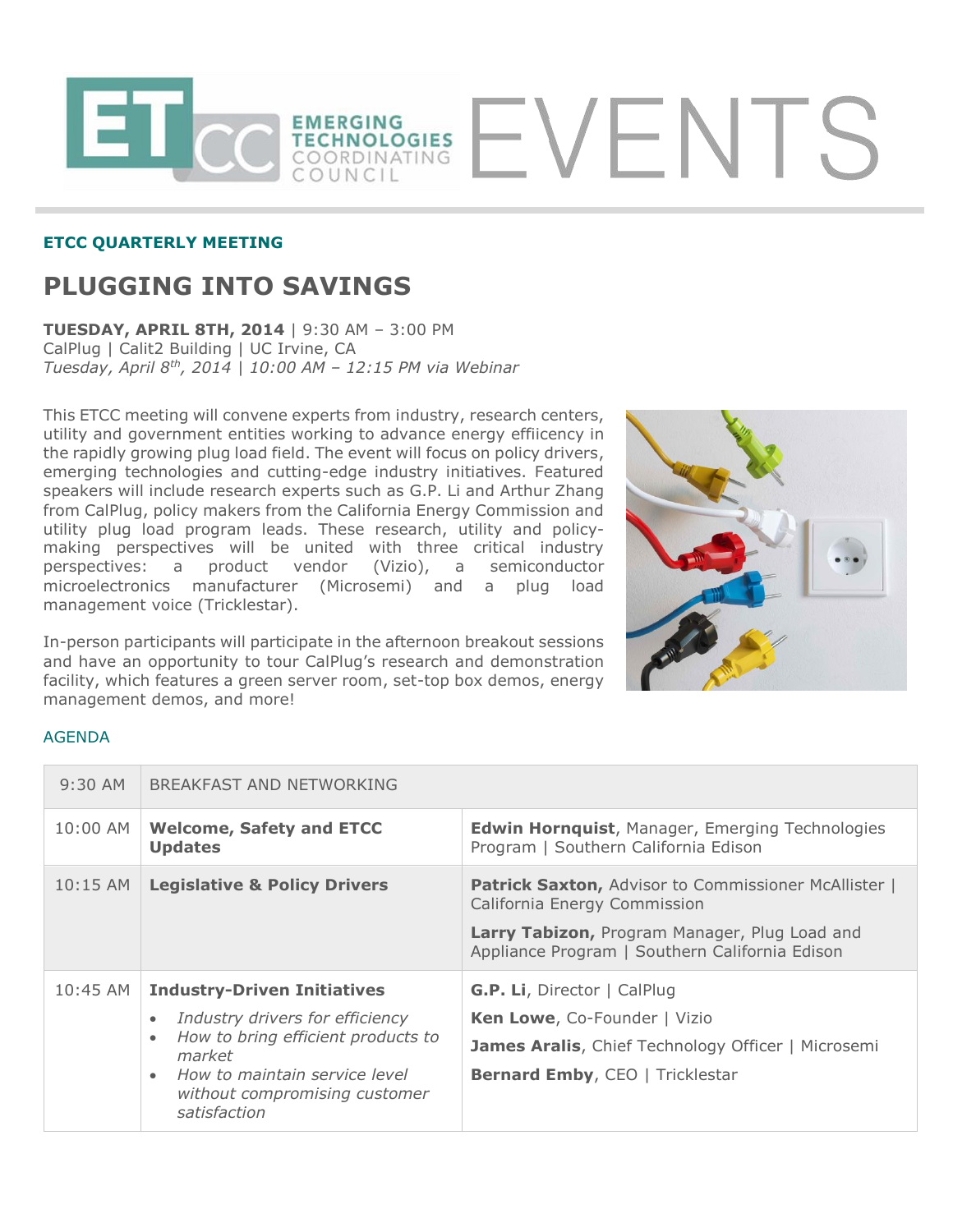ETCC EMERGING TECHNOLOGIES COORDINATING COUNCIL EVENTS

**ETCC QUARTERLY MEETING**

# PLUGGING INTO SAVINGS

**TUESDAY, APRIL 8TH, 2014** | 9:30 AM – 3:00 PM
CalPlug | Calit2 Building | UC Irvine, CA
*Tuesday, April 8th, 2014 | 10:00 AM – 12:15 PM via Webinar*

This ETCC meeting will convene experts from industry, research centers, utility and government entities working to advance energy effiicency in the rapidly growing plug load field. The event will focus on policy drivers, emerging technologies and cutting-edge industry initiatives. Featured speakers will include research experts such as G.P. Li and Arthur Zhang from CalPlug, policy makers from the California Energy Commission and utility plug load program leads. These research, utility and policy-making perspectives will be united with three critical industry perspectives: a product vendor (Vizio), a semiconductor microelectronics manufacturer (Microsemi) and a plug load management voice (Tricklestar).

In-person participants will participate in the afternoon breakout sessions and have an opportunity to tour CalPlug's research and demonstration facility, which features a green server room, set-top box demos, energy management demos, and more!

## AGENDA

| | | |
|---|---|---|
| 9:30 AM | BREAKFAST AND NETWORKING | |
| 10:00 AM | **Welcome, Safety and ETCC Updates** | **Edwin Hornquist**, Manager, Emerging Technologies Program \| Southern California Edison |
| 10:15 AM | **Legislative & Policy Drivers** | **Patrick Saxton,** Advisor to Commissioner McAllister \| California Energy Commission<br>**Larry Tabizon,** Program Manager, Plug Load and Appliance Program \| Southern California Edison |
| 10:45 AM | **Industry-Driven Initiatives**<br>• *Industry drivers for efficiency*<br>• *How to bring efficient products to market*<br>• *How to maintain service level without compromising customer satisfaction* | **G.P. Li**, Director \| CalPlug<br>**Ken Lowe**, Co-Founder \| Vizio<br>**James Aralis**, Chief Technology Officer \| Microsemi<br>**Bernard Emby**, CEO \| Tricklestar |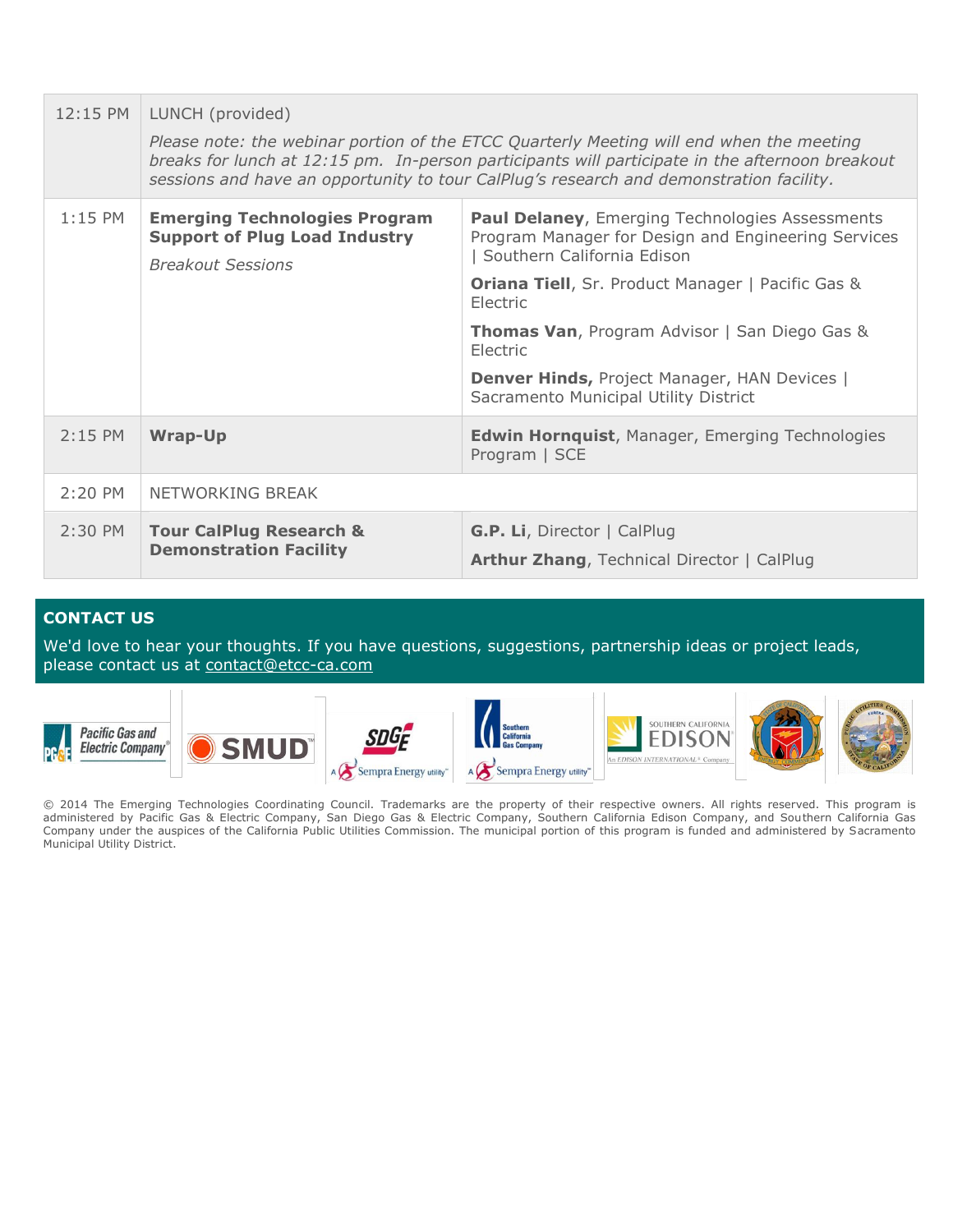| | | |
|---|---|---|
| 12:15 PM | LUNCH (provided)<br>*Please note: the webinar portion of the ETCC Quarterly Meeting will end when the meeting breaks for lunch at 12:15 pm. In-person participants will participate in the afternoon breakout sessions and have an opportunity to tour CalPlug's research and demonstration facility.* | |
| 1:15 PM | **Emerging Technologies Program Support of Plug Load Industry**<br>*Breakout Sessions* | **Paul Delaney**, Emerging Technologies Assessments Program Manager for Design and Engineering Services \| Southern California Edison<br>**Oriana Tiell**, Sr. Product Manager \| Pacific Gas & Electric<br>**Thomas Van**, Program Advisor \| San Diego Gas & Electric<br>**Denver Hinds,** Project Manager, HAN Devices \| Sacramento Municipal Utility District |
| 2:15 PM | **Wrap-Up** | **Edwin Hornquist**, Manager, Emerging Technologies Program \| SCE |
| 2:20 PM | NETWORKING BREAK | |
| 2:30 PM | **Tour CalPlug Research & Demonstration Facility** | **G.P. Li**, Director \| CalPlug<br>**Arthur Zhang**, Technical Director \| CalPlug |

## CONTACT US

We'd love to hear your thoughts. If you have questions, suggestions, partnership ideas or project leads, please contact us at contact@etcc-ca.com

© 2014 The Emerging Technologies Coordinating Council. Trademarks are the property of their respective owners. All rights reserved. This program is administered by Pacific Gas & Electric Company, San Diego Gas & Electric Company, Southern California Edison Company, and Southern California Gas Company under the auspices of the California Public Utilities Commission. The municipal portion of this program is funded and administered by Sacramento Municipal Utility District.